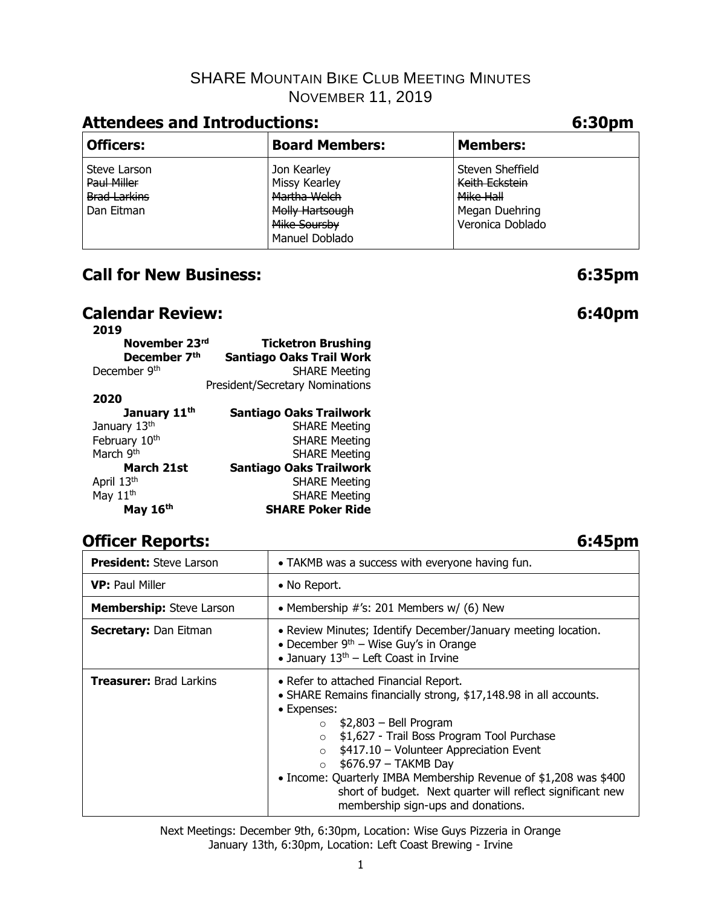# SHARE Mountain Bike Club Meeting Minutes

## November 11, 2019

## Attendees and Introductions: 6:30pm

| Officers: | Board Members: | Members: |
|---|---|---|
| Steve Larson<br>~~Paul Miller~~<br>~~Brad Larkins~~<br>Dan Eitman | Jon Kearley<br>Missy Kearley<br>~~Martha Welch~~<br>~~Molly Hartsough~~<br>~~Mike Soursby~~<br>Manuel Doblado | Steven Sheffield<br>~~Keith Eckstein~~<br>~~Mike Hall~~<br>Megan Duehring<br>Veronica Doblado |

## Call for New Business: 6:35pm

## Calendar Review: 6:40pm

**2019**

| | |
|---|---|
| **November 23rd** | **Ticketron Brushing** |
| **December 7th** | **Santiago Oaks Trail Work** |
| December 9th | SHARE Meeting |
| | President/Secretary Nominations |

**2020**

| | |
|---|---|
| **January 11th** | **Santiago Oaks Trailwork** |
| January 13th | SHARE Meeting |
| February 10th | SHARE Meeting |
| March 9th | SHARE Meeting |
| **March 21st** | **Santiago Oaks Trailwork** |
| April 13th | SHARE Meeting |
| May 11th | SHARE Meeting |
| **May 16th** | **SHARE Poker Ride** |

## Officer Reports: 6:45pm

| | |
|---|---|
| **President:** Steve Larson | • TAKMB was a success with everyone having fun. |
| **VP:** Paul Miller | • No Report. |
| **Membership:** Steve Larson | • Membership #'s: 201 Members w/ (6) New |
| **Secretary:** Dan Eitman | • Review Minutes; Identify December/January meeting location.<br>• December 9th – Wise Guy's in Orange<br>• January 13th – Left Coast in Irvine |
| **Treasurer:** Brad Larkins | • Refer to attached Financial Report.<br>• SHARE Remains financially strong, $17,148.98 in all accounts.<br>• Expenses:<br>○ $2,803 – Bell Program<br>○ $1,627 - Trail Boss Program Tool Purchase<br>○ $417.10 – Volunteer Appreciation Event<br>○ $676.97 – TAKMB Day<br>• Income: Quarterly IMBA Membership Revenue of $1,208 was $400 short of budget. Next quarter will reflect significant new membership sign-ups and donations. |

Next Meetings: December 9th, 6:30pm, Location: Wise Guys Pizzeria in Orange
January 13th, 6:30pm, Location: Left Coast Brewing - Irvine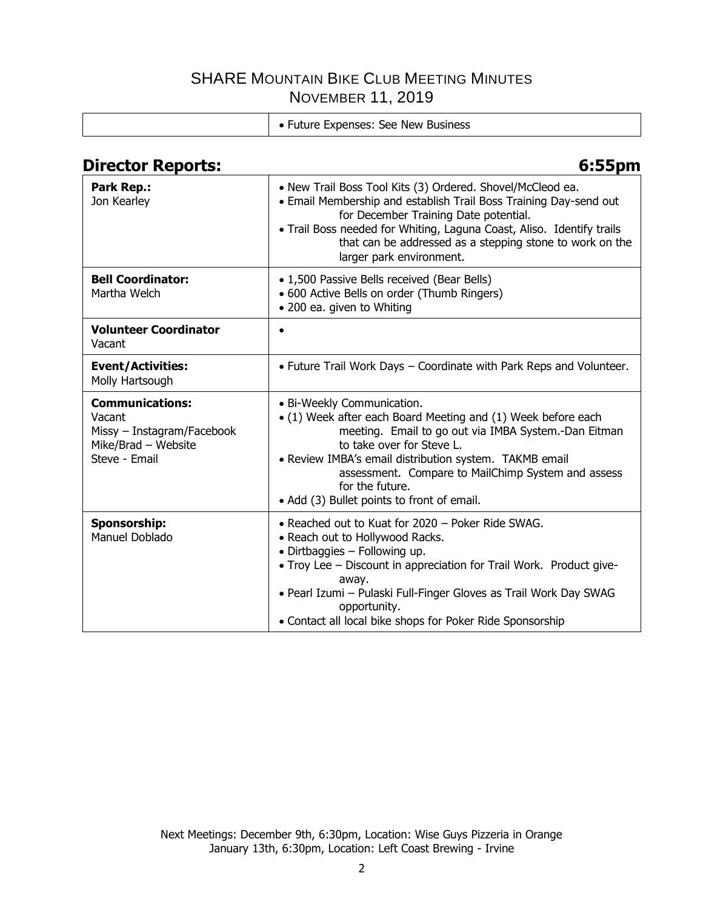# SHARE Mountain Bike Club Meeting Minutes
## November 11, 2019

| | |
|---|---|
| | • Future Expenses: See New Business |

## Director Reports: 6:55pm

| | |
|---|---|
| **Park Rep.:** Jon Kearley | • New Trail Boss Tool Kits (3) Ordered. Shovel/McCleod ea. • Email Membership and establish Trail Boss Training Day-send out for December Training Date potential. • Trail Boss needed for Whiting, Laguna Coast, Aliso. Identify trails that can be addressed as a stepping stone to work on the larger park environment. |
| **Bell Coordinator:** Martha Welch | • 1,500 Passive Bells received (Bear Bells) • 600 Active Bells on order (Thumb Ringers) • 200 ea. given to Whiting |
| **Volunteer Coordinator** Vacant | • |
| **Event/Activities:** Molly Hartsough | • Future Trail Work Days – Coordinate with Park Reps and Volunteer. |
| **Communications:** Vacant Missy – Instagram/Facebook Mike/Brad – Website Steve - Email | • Bi-Weekly Communication. • (1) Week after each Board Meeting and (1) Week before each meeting. Email to go out via IMBA System.-Dan Eitman to take over for Steve L. • Review IMBA's email distribution system. TAKMB email assessment. Compare to MailChimp System and assess for the future. • Add (3) Bullet points to front of email. |
| **Sponsorship:** Manuel Doblado | • Reached out to Kuat for 2020 – Poker Ride SWAG. • Reach out to Hollywood Racks. • Dirtbaggies – Following up. • Troy Lee – Discount in appreciation for Trail Work. Product give-away. • Pearl Izumi – Pulaski Full-Finger Gloves as Trail Work Day SWAG opportunity. • Contact all local bike shops for Poker Ride Sponsorship |

Next Meetings: December 9th, 6:30pm, Location: Wise Guys Pizzeria in Orange
January 13th, 6:30pm, Location: Left Coast Brewing - Irvine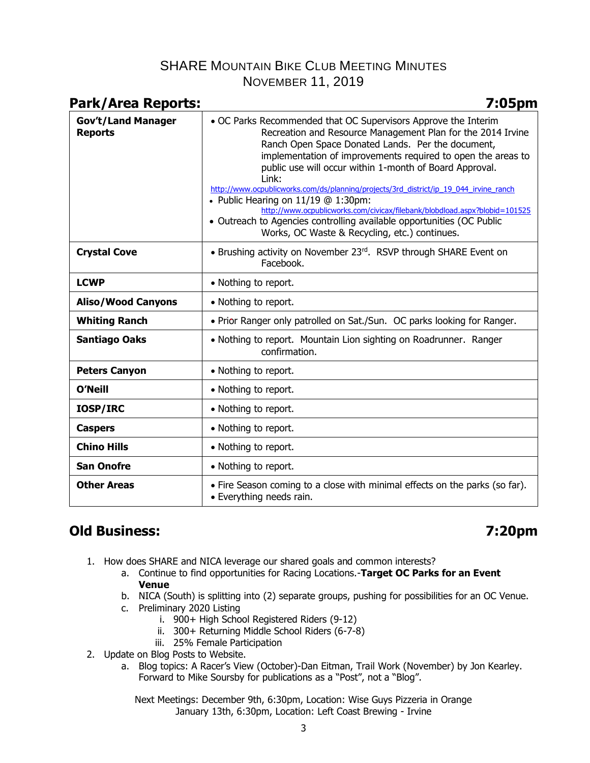# SHARE Mountain Bike Club Meeting Minutes
## November 11, 2019

## Park/Area Reports: 7:05pm

| | |
|---|---|
| **Gov't/Land Manager Reports** | • OC Parks Recommended that OC Supervisors Approve the Interim Recreation and Resource Management Plan for the 2014 Irvine Ranch Open Space Donated Lands. Per the document, implementation of improvements required to open the areas to public use will occur within 1-month of Board Approval. Link: http://www.ocpublicworks.com/ds/planning/projects/3rd_district/ip_19_044_irvine_ranch<br>• Public Hearing on 11/19 @ 1:30pm: http://www.ocpublicworks.com/civicax/filebank/blobdload.aspx?blobid=101525<br>• Outreach to Agencies controlling available opportunities (OC Public Works, OC Waste & Recycling, etc.) continues. |
| **Crystal Cove** | • Brushing activity on November 23rd. RSVP through SHARE Event on Facebook. |
| **LCWP** | • Nothing to report. |
| **Aliso/Wood Canyons** | • Nothing to report. |
| **Whiting Ranch** | • Prior Ranger only patrolled on Sat./Sun. OC parks looking for Ranger. |
| **Santiago Oaks** | • Nothing to report. Mountain Lion sighting on Roadrunner. Ranger confirmation. |
| **Peters Canyon** | • Nothing to report. |
| **O'Neill** | • Nothing to report. |
| **IOSP/IRC** | • Nothing to report. |
| **Caspers** | • Nothing to report. |
| **Chino Hills** | • Nothing to report. |
| **San Onofre** | • Nothing to report. |
| **Other Areas** | • Fire Season coming to a close with minimal effects on the parks (so far).<br>• Everything needs rain. |

## Old Business: 7:20pm

1. How does SHARE and NICA leverage our shared goals and common interests?
   a. Continue to find opportunities for Racing Locations.-**Target OC Parks for an Event Venue**
   b. NICA (South) is splitting into (2) separate groups, pushing for possibilities for an OC Venue.
   c. Preliminary 2020 Listing
      i. 900+ High School Registered Riders (9-12)
      ii. 300+ Returning Middle School Riders (6-7-8)
      iii. 25% Female Participation
2. Update on Blog Posts to Website.
   a. Blog topics: A Racer's View (October)-Dan Eitman, Trail Work (November) by Jon Kearley. Forward to Mike Soursby for publications as a "Post", not a "Blog".

Next Meetings: December 9th, 6:30pm, Location: Wise Guys Pizzeria in Orange
January 13th, 6:30pm, Location: Left Coast Brewing - Irvine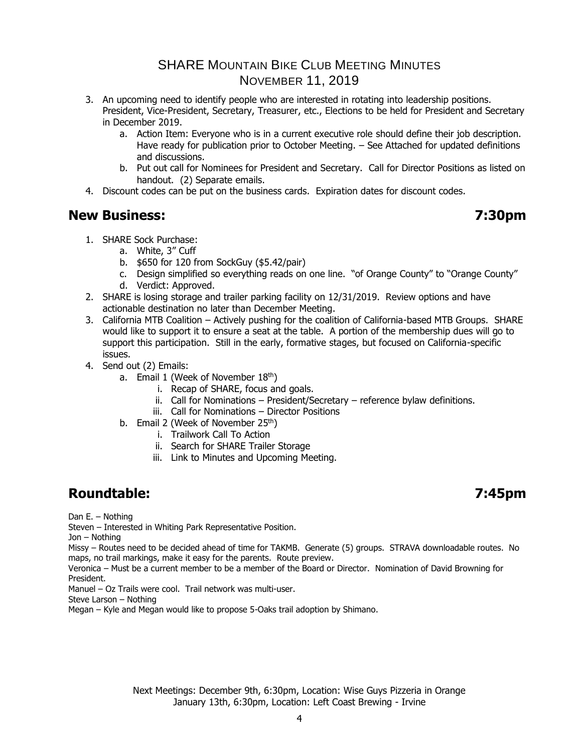3. An upcoming need to identify people who are interested in rotating into leadership positions. President, Vice-President, Secretary, Treasurer, etc., Elections to be held for President and Secretary in December 2019.
    a. Action Item: Everyone who is in a current executive role should define their job description. Have ready for publication prior to October Meeting. – See Attached for updated definitions and discussions.
    b. Put out call for Nominees for President and Secretary. Call for Director Positions as listed on handout. (2) Separate emails.
4. Discount codes can be put on the business cards. Expiration dates for discount codes.

## New Business: 7:30pm

1. SHARE Sock Purchase:
    a. White, 3" Cuff
    b. $650 for 120 from SockGuy ($5.42/pair)
    c. Design simplified so everything reads on one line. "of Orange County" to "Orange County"
    d. Verdict: Approved.
2. SHARE is losing storage and trailer parking facility on 12/31/2019. Review options and have actionable destination no later than December Meeting.
3. California MTB Coalition – Actively pushing for the coalition of California-based MTB Groups. SHARE would like to support it to ensure a seat at the table. A portion of the membership dues will go to support this participation. Still in the early, formative stages, but focused on California-specific issues.
4. Send out (2) Emails:
    a. Email 1 (Week of November 18th)
        i. Recap of SHARE, focus and goals.
        ii. Call for Nominations – President/Secretary – reference bylaw definitions.
        iii. Call for Nominations – Director Positions
    b. Email 2 (Week of November 25th)
        i. Trailwork Call To Action
        ii. Search for SHARE Trailer Storage
        iii. Link to Minutes and Upcoming Meeting.

## Roundtable: 7:45pm

Dan E. – Nothing
Steven – Interested in Whiting Park Representative Position.
Jon – Nothing
Missy – Routes need to be decided ahead of time for TAKMB. Generate (5) groups. STRAVA downloadable routes. No maps, no trail markings, make it easy for the parents. Route preview.
Veronica – Must be a current member to be a member of the Board or Director. Nomination of David Browning for President.
Manuel – Oz Trails were cool. Trail network was multi-user.
Steve Larson – Nothing
Megan – Kyle and Megan would like to propose 5-Oaks trail adoption by Shimano.

Next Meetings: December 9th, 6:30pm, Location: Wise Guys Pizzeria in Orange
January 13th, 6:30pm, Location: Left Coast Brewing - Irvine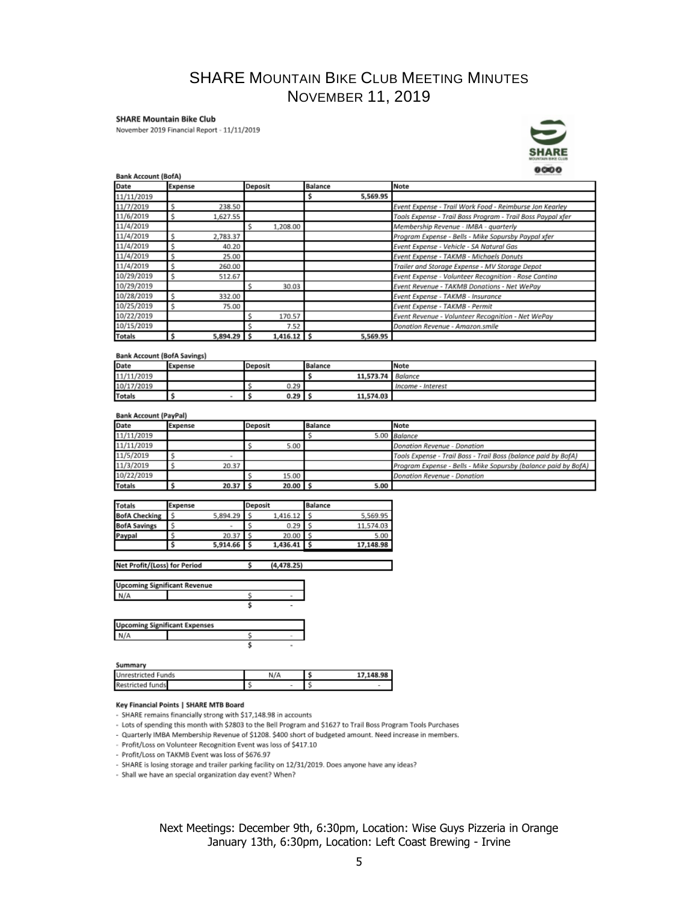# SHARE Mountain Bike Club Meeting Minutes
## November 11, 2019

**SHARE Mountain Bike Club**

November 2019 Financial Report - 11/11/2019

**Bank Account (BofA)**

| Date | Expense | Deposit | Balance | Note |
|---|---|---|---|---|
| 11/11/2019 | | | $ 5,569.95 | |
| 11/7/2019 | $ 238.50 | | | *Event Expense - Trail Work Food - Reimburse Jon Kearley* |
| 11/6/2019 | $ 1,627.55 | | | *Tools Expense - Trail Boss Program - Trail Boss Paypal xfer* |
| 11/4/2019 | | $ 1,208.00 | | *Membership Revenue - IMBA - quarterly* |
| 11/4/2019 | $ 2,783.37 | | | *Program Expense - Bells - Mike Sopursby Paypal xfer* |
| 11/4/2019 | $ 40.20 | | | *Event Expense - Vehicle - SA Natural Gas* |
| 11/4/2019 | $ 25.00 | | | *Event Expense - TAKMB - Michaels Donuts* |
| 11/4/2019 | $ 260.00 | | | *Trailer and Storage Expense - MV Storage Depot* |
| 10/29/2019 | $ 512.67 | | | *Event Expense - Volunteer Recognition - Rose Cantina* |
| 10/29/2019 | | $ 30.03 | | *Event Revenue - TAKMB Donations - Net WePay* |
| 10/28/2019 | $ 332.00 | | | *Event Expense - TAKMB - Insurance* |
| 10/25/2019 | $ 75.00 | | | *Event Expense - TAKMB - Permit* |
| 10/22/2019 | | $ 170.57 | | *Event Revenue - Volunteer Recognition - Net WePay* |
| 10/15/2019 | | $ 7.52 | | *Donation Revenue - Amazon.smile* |
| **Totals** | **$ 5,894.29** | **$ 1,416.12** | **$ 5,569.95** | |

**Bank Account (BofA Savings)**

| Date | Expense | Deposit | Balance | Note |
|---|---|---|---|---|
| 11/11/2019 | | | $ 11,573.74 | *Balance* |
| 10/17/2019 | | $ 0.29 | | *Income - Interest* |
| **Totals** | **$ -** | **$ 0.29** | **$ 11,574.03** | |

**Bank Account (PayPal)**

| Date | Expense | Deposit | Balance | Note |
|---|---|---|---|---|
| 11/11/2019 | | | $ 5.00 | *Balance* |
| 11/11/2019 | | $ 5.00 | | *Donation Revenue - Donation* |
| 11/5/2019 | $ - | | | *Tools Expense - Trail Boss - Trail Boss (balance paid by BofA)* |
| 11/3/2019 | $ 20.37 | | | *Program Expense - Bells - Mike Sopursby (balance paid by BofA)* |
| 10/22/2019 | | $ 15.00 | | *Donation Revenue - Donation* |
| **Totals** | **$ 20.37** | **$ 20.00** | **$ 5.00** | |

| Totals | Expense | Deposit | Balance |
|---|---|---|---|
| **BofA Checking** | $ 5,894.29 | $ 1,416.12 | $ 5,569.95 |
| **BofA Savings** | $ - | $ 0.29 | $ 11,574.03 |
| **Paypal** | $ 20.37 | $ 20.00 | $ 5.00 |
| | **$ 5,914.66** | **$ 1,436.41** | **$ 17,148.98** |

| Net Profit/(Loss) for Period | $ (4,478.25) |
|---|---|

| Upcoming Significant Revenue | | |
|---|---|---|
| N/A | | $ - |
| | | $ - |

| Upcoming Significant Expenses | | |
|---|---|---|
| N/A | | $ - |
| | | $ - |

**Summary**

| | | |
|---|---|---|
| Unrestricted Funds | N/A | $ 17,148.98 |
| Restricted funds | $ - | $ - |

**Key Financial Points | SHARE MTB Board**

- SHARE remains financially strong with $17,148.98 in accounts
- Lots of spending this month with $2803 to the Bell Program and $1627 to Trail Boss Program Tools Purchases
- Quarterly IMBA Membership Revenue of $1208. $400 short of budgeted amount. Need increase in members.
- Profit/Loss on Volunteer Recognition Event was loss of $417.10
- Profit/Loss on TAKMB Event was loss of $676.97
- SHARE is losing storage and trailer parking facility on 12/31/2019. Does anyone have any ideas?
- Shall we have an special organization day event? When?

Next Meetings: December 9th, 6:30pm, Location: Wise Guys Pizzeria in Orange
January 13th, 6:30pm, Location: Left Coast Brewing - Irvine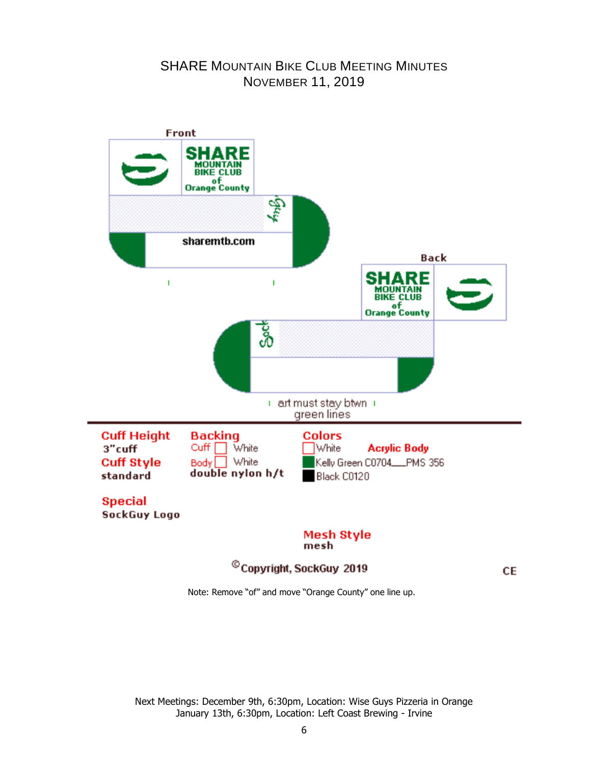# SHARE Mountain Bike Club Meeting Minutes
## November 11, 2019

Front

SHARE
MOUNTAIN
BIKE CLUB
of
Orange County

sharemtb.com

Back

SHARE
MOUNTAIN
BIKE CLUB
of
Orange County

art must stay btwn green lines

**Cuff Height**
3"cuff

**Cuff Style**
standard

**Backing**
Cuff White
Body White
double nylon h/t

**Colors**
White
Kelly Green C0704___PMS 356
Black C0120

**Acrylic Body**

**Special**
SockGuy Logo

**Mesh Style**
mesh

©Copyright, SockGuy 2019

CE

Note: Remove "of" and move "Orange County" one line up.

Next Meetings: December 9th, 6:30pm, Location: Wise Guys Pizzeria in Orange
January 13th, 6:30pm, Location: Left Coast Brewing - Irvine